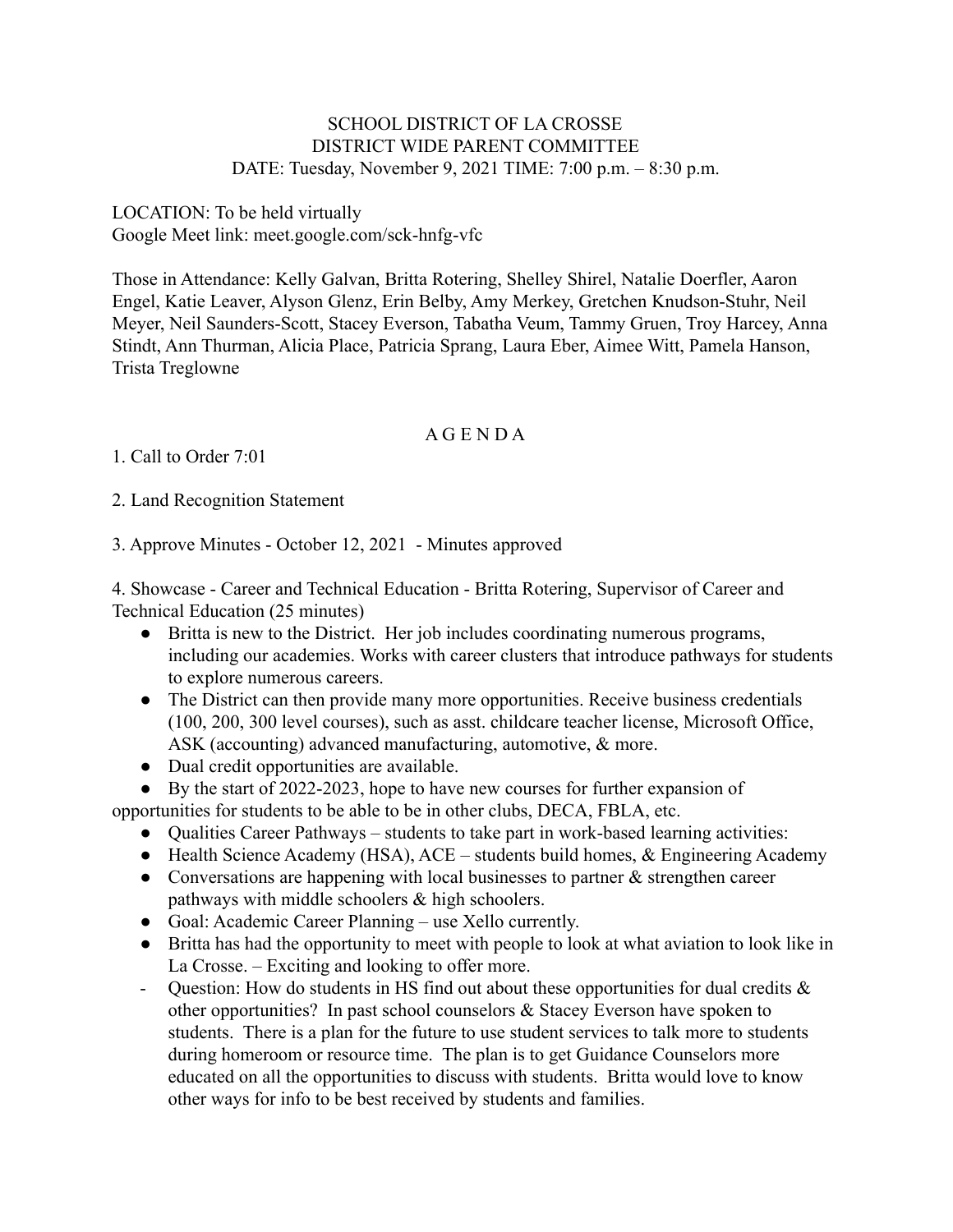SCHOOL DISTRICT OF LA CROSSE
DISTRICT WIDE PARENT COMMITTEE
DATE: Tuesday, November 9, 2021 TIME: 7:00 p.m. – 8:30 p.m.

LOCATION: To be held virtually
Google Meet link: meet.google.com/sck-hnfg-vfc

Those in Attendance: Kelly Galvan, Britta Rotering, Shelley Shirel, Natalie Doerfler, Aaron Engel, Katie Leaver, Alyson Glenz, Erin Belby, Amy Merkey, Gretchen Knudson-Stuhr, Neil Meyer, Neil Saunders-Scott, Stacey Everson, Tabatha Veum, Tammy Gruen, Troy Harcey, Anna Stindt, Ann Thurman, Alicia Place, Patricia Sprang, Laura Eber, Aimee Witt, Pamela Hanson, Trista Treglowne

## A G E N D A

1. Call to Order 7:01

2. Land Recognition Statement

3. Approve Minutes - October 12, 2021 - Minutes approved

4. Showcase - Career and Technical Education - Britta Rotering, Supervisor of Career and Technical Education (25 minutes)

- Britta is new to the District. Her job includes coordinating numerous programs, including our academies. Works with career clusters that introduce pathways for students to explore numerous careers.
- The District can then provide many more opportunities. Receive business credentials (100, 200, 300 level courses), such as asst. childcare teacher license, Microsoft Office, ASK (accounting) advanced manufacturing, automotive, & more.
- Dual credit opportunities are available.
- By the start of 2022-2023, hope to have new courses for further expansion of opportunities for students to be able to be in other clubs, DECA, FBLA, etc.
- Qualities Career Pathways – students to take part in work-based learning activities:
- Health Science Academy (HSA), ACE – students build homes, & Engineering Academy
- Conversations are happening with local businesses to partner & strengthen career pathways with middle schoolers & high schoolers.
- Goal: Academic Career Planning – use Xello currently.
- Britta has had the opportunity to meet with people to look at what aviation to look like in La Crosse. – Exciting and looking to offer more.
- Question: How do students in HS find out about these opportunities for dual credits & other opportunities? In past school counselors & Stacey Everson have spoken to students. There is a plan for the future to use student services to talk more to students during homeroom or resource time. The plan is to get Guidance Counselors more educated on all the opportunities to discuss with students. Britta would love to know other ways for info to be best received by students and families.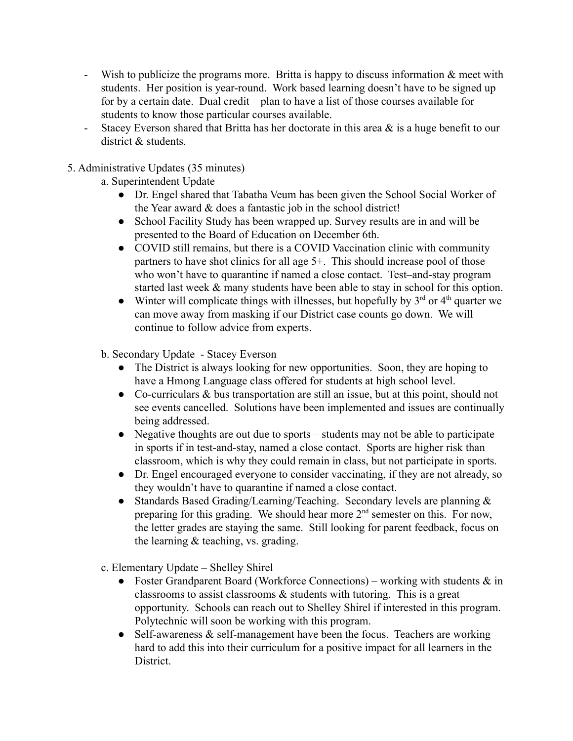- Wish to publicize the programs more. Britta is happy to discuss information & meet with students. Her position is year-round. Work based learning doesn't have to be signed up for by a certain date. Dual credit – plan to have a list of those courses available for students to know those particular courses available.
- Stacey Everson shared that Britta has her doctorate in this area & is a huge benefit to our district & students.

5. Administrative Updates (35 minutes)

   a. Superintendent Update

   - Dr. Engel shared that Tabatha Veum has been given the School Social Worker of the Year award & does a fantastic job in the school district!
   - School Facility Study has been wrapped up. Survey results are in and will be presented to the Board of Education on December 6th.
   - COVID still remains, but there is a COVID Vaccination clinic with community partners to have shot clinics for all age 5+. This should increase pool of those who won't have to quarantine if named a close contact. Test–and-stay program started last week & many students have been able to stay in school for this option.
   - Winter will complicate things with illnesses, but hopefully by 3rd or 4th quarter we can move away from masking if our District case counts go down. We will continue to follow advice from experts.

   b. Secondary Update - Stacey Everson

   - The District is always looking for new opportunities. Soon, they are hoping to have a Hmong Language class offered for students at high school level.
   - Co-curriculars & bus transportation are still an issue, but at this point, should not see events cancelled. Solutions have been implemented and issues are continually being addressed.
   - Negative thoughts are out due to sports – students may not be able to participate in sports if in test-and-stay, named a close contact. Sports are higher risk than classroom, which is why they could remain in class, but not participate in sports.
   - Dr. Engel encouraged everyone to consider vaccinating, if they are not already, so they wouldn't have to quarantine if named a close contact.
   - Standards Based Grading/Learning/Teaching. Secondary levels are planning & preparing for this grading. We should hear more 2nd semester on this. For now, the letter grades are staying the same. Still looking for parent feedback, focus on the learning & teaching, vs. grading.

   c. Elementary Update – Shelley Shirel

   - Foster Grandparent Board (Workforce Connections) – working with students & in classrooms to assist classrooms & students with tutoring. This is a great opportunity. Schools can reach out to Shelley Shirel if interested in this program. Polytechnic will soon be working with this program.
   - Self-awareness & self-management have been the focus. Teachers are working hard to add this into their curriculum for a positive impact for all learners in the District.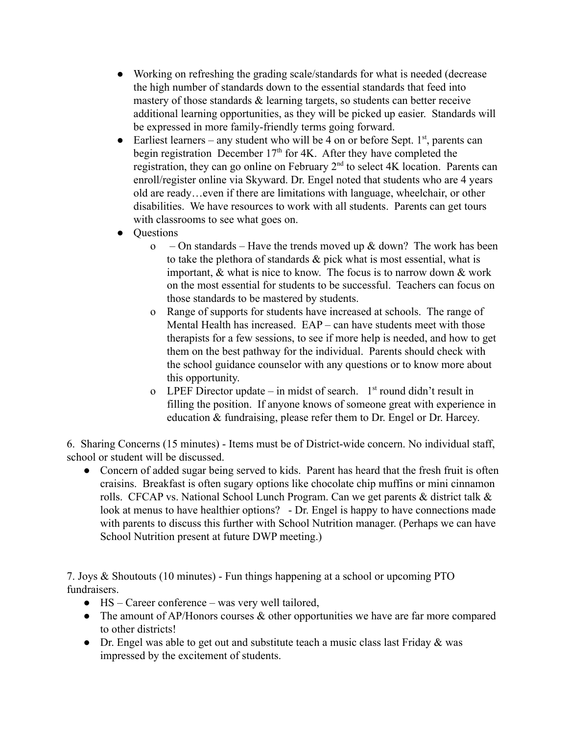- Working on refreshing the grading scale/standards for what is needed (decrease the high number of standards down to the essential standards that feed into mastery of those standards & learning targets, so students can better receive additional learning opportunities, as they will be picked up easier. Standards will be expressed in more family-friendly terms going forward.
- Earliest learners – any student who will be 4 on or before Sept. 1st, parents can begin registration December 17th for 4K. After they have completed the registration, they can go online on February 2nd to select 4K location. Parents can enroll/register online via Skyward. Dr. Engel noted that students who are 4 years old are ready…even if there are limitations with language, wheelchair, or other disabilities. We have resources to work with all students. Parents can get tours with classrooms to see what goes on.
- Questions
  - – On standards – Have the trends moved up & down? The work has been to take the plethora of standards & pick what is most essential, what is important, & what is nice to know. The focus is to narrow down & work on the most essential for students to be successful. Teachers can focus on those standards to be mastered by students.
  - Range of supports for students have increased at schools. The range of Mental Health has increased. EAP – can have students meet with those therapists for a few sessions, to see if more help is needed, and how to get them on the best pathway for the individual. Parents should check with the school guidance counselor with any questions or to know more about this opportunity.
  - LPEF Director update – in midst of search. 1st round didn't result in filling the position. If anyone knows of someone great with experience in education & fundraising, please refer them to Dr. Engel or Dr. Harcey.

6. Sharing Concerns (15 minutes) - Items must be of District-wide concern. No individual staff, school or student will be discussed.

- Concern of added sugar being served to kids. Parent has heard that the fresh fruit is often craisins. Breakfast is often sugary options like chocolate chip muffins or mini cinnamon rolls. CFCAP vs. National School Lunch Program. Can we get parents & district talk & look at menus to have healthier options? - Dr. Engel is happy to have connections made with parents to discuss this further with School Nutrition manager. (Perhaps we can have School Nutrition present at future DWP meeting.)

7. Joys & Shoutouts (10 minutes) - Fun things happening at a school or upcoming PTO fundraisers.

- HS – Career conference – was very well tailored,
- The amount of AP/Honors courses & other opportunities we have are far more compared to other districts!
- Dr. Engel was able to get out and substitute teach a music class last Friday & was impressed by the excitement of students.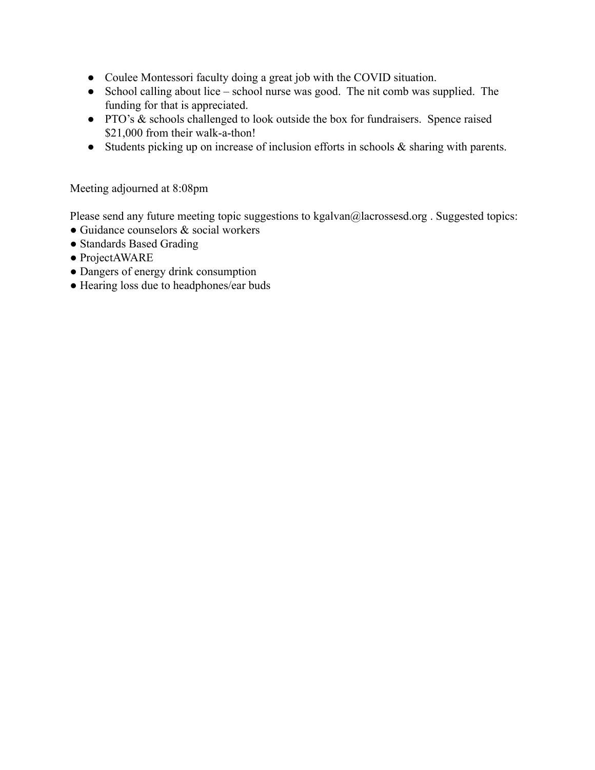- Coulee Montessori faculty doing a great job with the COVID situation.
- School calling about lice – school nurse was good. The nit comb was supplied. The funding for that is appreciated.
- PTO's & schools challenged to look outside the box for fundraisers. Spence raised $21,000 from their walk-a-thon!
- Students picking up on increase of inclusion efforts in schools & sharing with parents.

Meeting adjourned at 8:08pm

Please send any future meeting topic suggestions to kgalvan@lacrossesd.org . Suggested topics:

- Guidance counselors & social workers
- Standards Based Grading
- ProjectAWARE
- Dangers of energy drink consumption
- Hearing loss due to headphones/ear buds